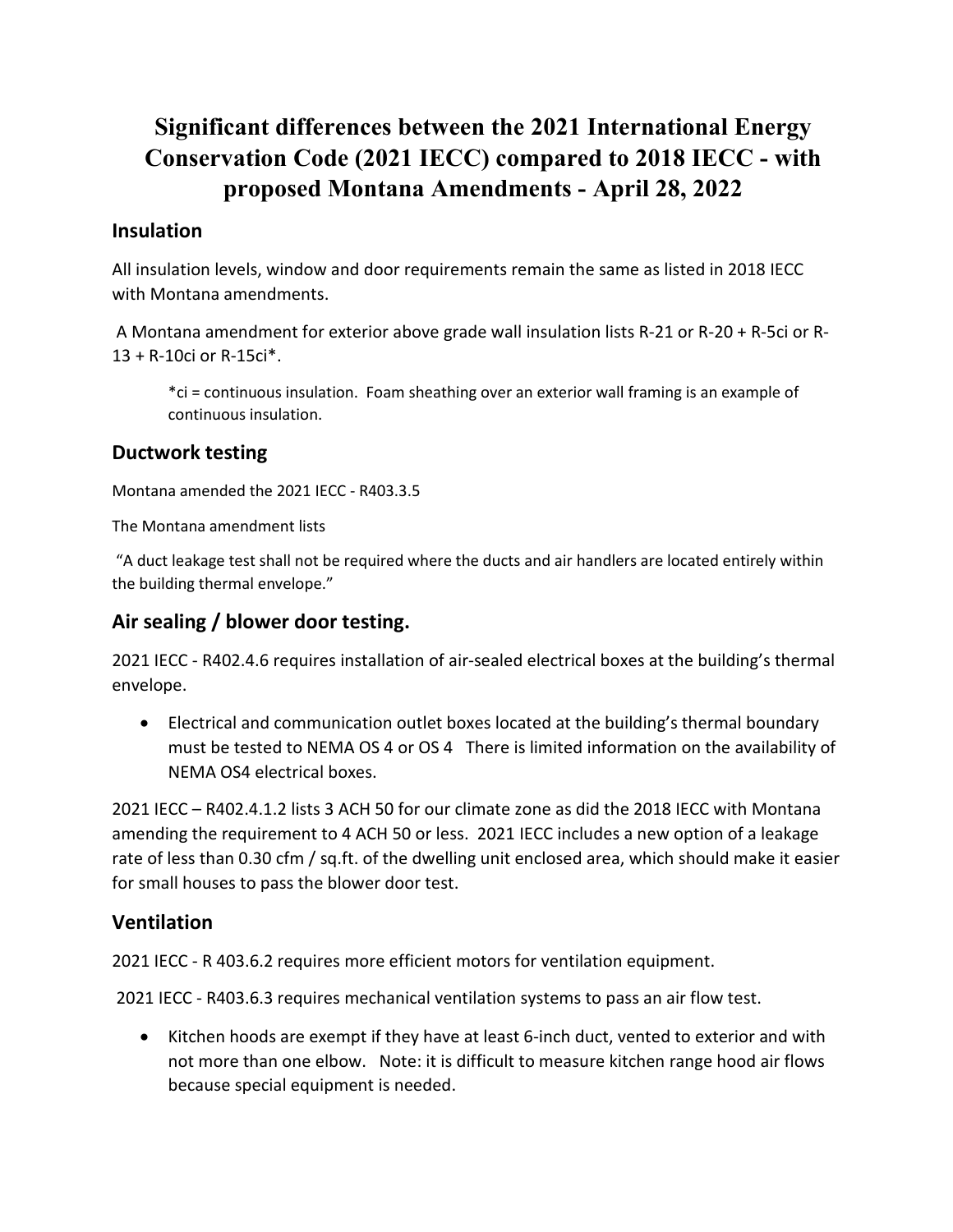# Significant differences between the 2021 International Energy Conservation Code (2021 IECC) compared to 2018 IECC - with proposed Montana Amendments - April 28, 2022

## Insulation

All insulation levels, window and door requirements remain the same as listed in 2018 IECC with Montana amendments.

A Montana amendment for exterior above grade wall insulation lists R-21 or R-20 + R-5ci or R-13 + R-10ci or R-15ci*.

> *ci = continuous insulation. Foam sheathing over an exterior wall framing is an example of continuous insulation.

## Ductwork testing

Montana amended the 2021 IECC - R403.3.5

The Montana amendment lists

"A duct leakage test shall not be required where the ducts and air handlers are located entirely within the building thermal envelope."

## Air sealing / blower door testing.

2021 IECC - R402.4.6 requires installation of air-sealed electrical boxes at the building's thermal envelope.

- Electrical and communication outlet boxes located at the building's thermal boundary must be tested to NEMA OS 4 or OS 4 There is limited information on the availability of NEMA OS4 electrical boxes.

2021 IECC – R402.4.1.2 lists 3 ACH 50 for our climate zone as did the 2018 IECC with Montana amending the requirement to 4 ACH 50 or less. 2021 IECC includes a new option of a leakage rate of less than 0.30 cfm / sq.ft. of the dwelling unit enclosed area, which should make it easier for small houses to pass the blower door test.

## Ventilation

2021 IECC - R 403.6.2 requires more efficient motors for ventilation equipment.

2021 IECC - R403.6.3 requires mechanical ventilation systems to pass an air flow test.

- Kitchen hoods are exempt if they have at least 6-inch duct, vented to exterior and with not more than one elbow. Note: it is difficult to measure kitchen range hood air flows because special equipment is needed.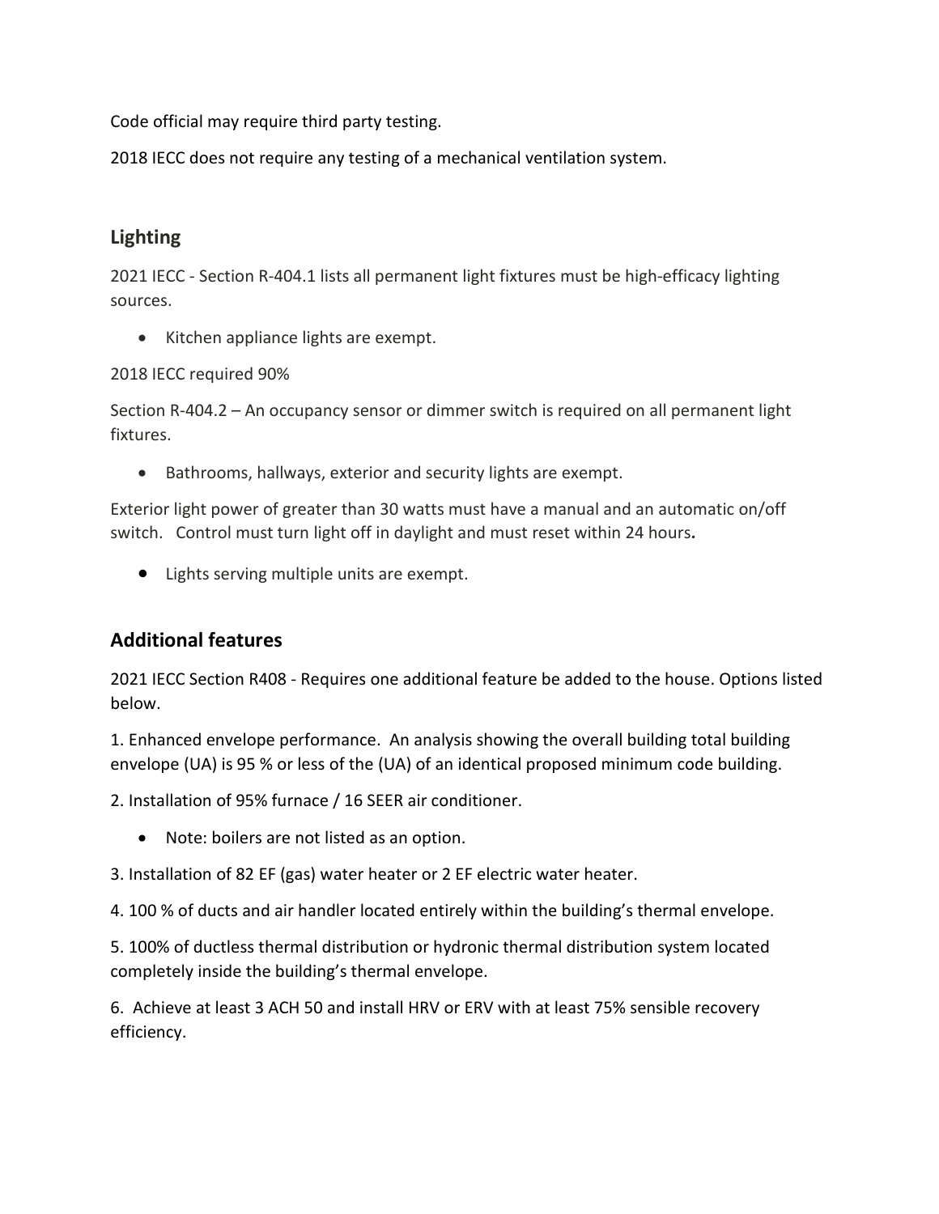Code official may require third party testing.

2018 IECC does not require any testing of a mechanical ventilation system.

## Lighting

2021 IECC - Section R-404.1 lists all permanent light fixtures must be high-efficacy lighting sources.

- Kitchen appliance lights are exempt.

2018 IECC required 90%

Section R-404.2 – An occupancy sensor or dimmer switch is required on all permanent light fixtures.

- Bathrooms, hallways, exterior and security lights are exempt.

Exterior light power of greater than 30 watts must have a manual and an automatic on/off switch. Control must turn light off in daylight and must reset within 24 hours**.**

- Lights serving multiple units are exempt.

## Additional features

2021 IECC Section R408 - Requires one additional feature be added to the house. Options listed below.

1. Enhanced envelope performance. An analysis showing the overall building total building envelope (UA) is 95 % or less of the (UA) of an identical proposed minimum code building.

2. Installation of 95% furnace / 16 SEER air conditioner.

   - Note: boilers are not listed as an option.

3. Installation of 82 EF (gas) water heater or 2 EF electric water heater.

4. 100 % of ducts and air handler located entirely within the building's thermal envelope.

5. 100% of ductless thermal distribution or hydronic thermal distribution system located completely inside the building's thermal envelope.

6. Achieve at least 3 ACH 50 and install HRV or ERV with at least 75% sensible recovery efficiency.